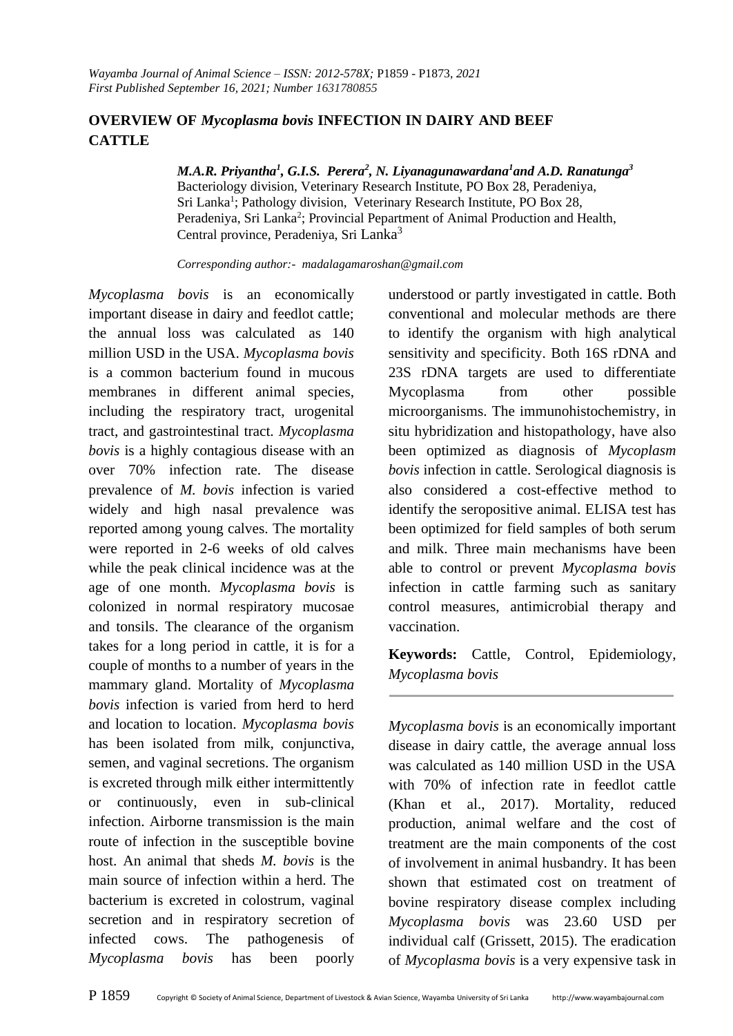# OVERVIEW OF *Mycoplasma bovis* INFECTION IN DAIRY AND BEEF CATTLE

***M.A.R. Priyantha[1], G.I.S. Perera[2], N. Liyanagunawardana[1] and A.D. Ranatunga[3]***

Bacteriology division, Veterinary Research Institute, PO Box 28, Peradeniya, Sri Lanka[1]; Pathology division, Veterinary Research Institute, PO Box 28, Peradeniya, Sri Lanka[2]; Provincial Pepartment of Animal Production and Health, Central province, Peradeniya, Sri Lanka[3]

*Corresponding author:- madalagamaroshan@gmail.com*

*Mycoplasma bovis* is an economically important disease in dairy and feedlot cattle; the annual loss was calculated as 140 million USD in the USA. *Mycoplasma bovis* is a common bacterium found in mucous membranes in different animal species, including the respiratory tract, urogenital tract, and gastrointestinal tract. *Mycoplasma bovis* is a highly contagious disease with an over 70% infection rate. The disease prevalence of *M. bovis* infection is varied widely and high nasal prevalence was reported among young calves. The mortality were reported in 2-6 weeks of old calves while the peak clinical incidence was at the age of one month. *Mycoplasma bovis* is colonized in normal respiratory mucosae and tonsils. The clearance of the organism takes for a long period in cattle, it is for a couple of months to a number of years in the mammary gland. Mortality of *Mycoplasma bovis* infection is varied from herd to herd and location to location. *Mycoplasma bovis* has been isolated from milk, conjunctiva, semen, and vaginal secretions. The organism is excreted through milk either intermittently or continuously, even in sub-clinical infection. Airborne transmission is the main route of infection in the susceptible bovine host. An animal that sheds *M. bovis* is the main source of infection within a herd. The bacterium is excreted in colostrum, vaginal secretion and in respiratory secretion of infected cows. The pathogenesis of *Mycoplasma bovis* has been poorly understood or partly investigated in cattle. Both conventional and molecular methods are there to identify the organism with high analytical sensitivity and specificity. Both 16S rDNA and 23S rDNA targets are used to differentiate Mycoplasma from other possible microorganisms. The immunohistochemistry, in situ hybridization and histopathology, have also been optimized as diagnosis of *Mycoplasm bovis* infection in cattle. Serological diagnosis is also considered a cost-effective method to identify the seropositive animal. ELISA test has been optimized for field samples of both serum and milk. Three main mechanisms have been able to control or prevent *Mycoplasma bovis* infection in cattle farming such as sanitary control measures, antimicrobial therapy and vaccination.

**Keywords:** Cattle, Control, Epidemiology, *Mycoplasma bovis*

---

*Mycoplasma bovis* is an economically important disease in dairy cattle, the average annual loss was calculated as 140 million USD in the USA with 70% of infection rate in feedlot cattle (Khan et al., 2017). Mortality, reduced production, animal welfare and the cost of treatment are the main components of the cost of involvement in animal husbandry. It has been shown that estimated cost on treatment of bovine respiratory disease complex including *Mycoplasma bovis* was 23.60 USD per individual calf (Grissett, 2015). The eradication of *Mycoplasma bovis* is a very expensive task in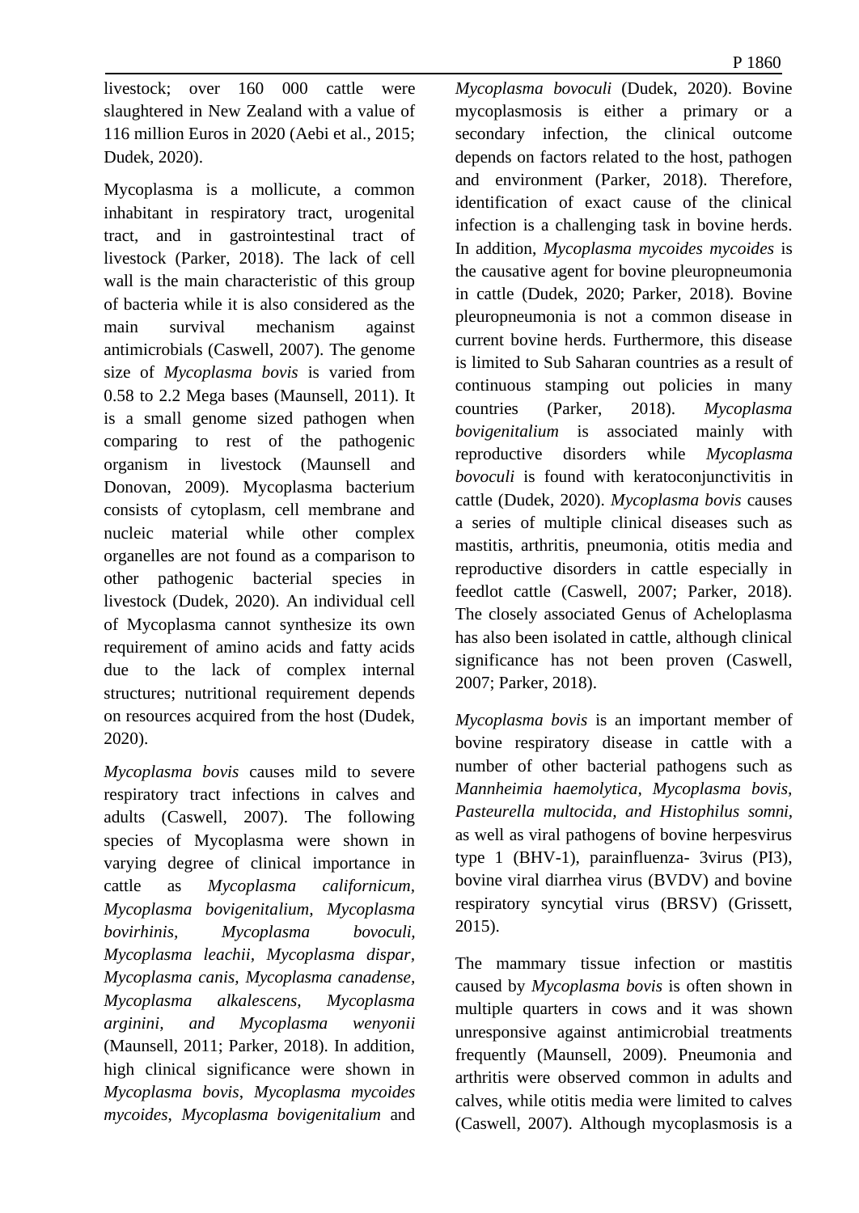livestock; over 160 000 cattle were slaughtered in New Zealand with a value of 116 million Euros in 2020 (Aebi et al., 2015; Dudek, 2020).

Mycoplasma is a mollicute, a common inhabitant in respiratory tract, urogenital tract, and in gastrointestinal tract of livestock (Parker, 2018). The lack of cell wall is the main characteristic of this group of bacteria while it is also considered as the main survival mechanism against antimicrobials (Caswell, 2007). The genome size of *Mycoplasma bovis* is varied from 0.58 to 2.2 Mega bases (Maunsell, 2011). It is a small genome sized pathogen when comparing to rest of the pathogenic organism in livestock (Maunsell and Donovan, 2009). Mycoplasma bacterium consists of cytoplasm, cell membrane and nucleic material while other complex organelles are not found as a comparison to other pathogenic bacterial species in livestock (Dudek, 2020). An individual cell of Mycoplasma cannot synthesize its own requirement of amino acids and fatty acids due to the lack of complex internal structures; nutritional requirement depends on resources acquired from the host (Dudek, 2020).

*Mycoplasma bovis* causes mild to severe respiratory tract infections in calves and adults (Caswell, 2007). The following species of Mycoplasma were shown in varying degree of clinical importance in cattle as *Mycoplasma californicum, Mycoplasma bovigenitalium, Mycoplasma bovirhinis, Mycoplasma bovoculi, Mycoplasma leachii*, *Mycoplasma dispar, Mycoplasma canis, Mycoplasma canadense, Mycoplasma alkalescens, Mycoplasma arginini, and Mycoplasma wenyonii* (Maunsell, 2011; Parker, 2018). In addition, high clinical significance were shown in *Mycoplasma bovis*, *Mycoplasma mycoides mycoides*, *Mycoplasma bovigenitalium* and *Mycoplasma bovoculi* (Dudek, 2020). Bovine mycoplasmosis is either a primary or a secondary infection, the clinical outcome depends on factors related to the host, pathogen and environment (Parker, 2018). Therefore, identification of exact cause of the clinical infection is a challenging task in bovine herds. In addition, *Mycoplasma mycoides mycoides* is the causative agent for bovine pleuropneumonia in cattle (Dudek, 2020; Parker, 2018). Bovine pleuropneumonia is not a common disease in current bovine herds. Furthermore, this disease is limited to Sub Saharan countries as a result of continuous stamping out policies in many countries (Parker, 2018). *Mycoplasma bovigenitalium* is associated mainly with reproductive disorders while *Mycoplasma bovoculi* is found with keratoconjunctivitis in cattle (Dudek, 2020). *Mycoplasma bovis* causes a series of multiple clinical diseases such as mastitis, arthritis, pneumonia, otitis media and reproductive disorders in cattle especially in feedlot cattle (Caswell, 2007; Parker, 2018). The closely associated Genus of Acheloplasma has also been isolated in cattle, although clinical significance has not been proven (Caswell, 2007; Parker, 2018).

*Mycoplasma bovis* is an important member of bovine respiratory disease in cattle with a number of other bacterial pathogens such as *Mannheimia haemolytica, Mycoplasma bovis, Pasteurella multocida, and Histophilus somni*, as well as viral pathogens of bovine herpesvirus type 1 (BHV-1), parainfluenza- 3virus (PI3), bovine viral diarrhea virus (BVDV) and bovine respiratory syncytial virus (BRSV) (Grissett, 2015).

The mammary tissue infection or mastitis caused by *Mycoplasma bovis* is often shown in multiple quarters in cows and it was shown unresponsive against antimicrobial treatments frequently (Maunsell, 2009). Pneumonia and arthritis were observed common in adults and calves, while otitis media were limited to calves (Caswell, 2007). Although mycoplasmosis is a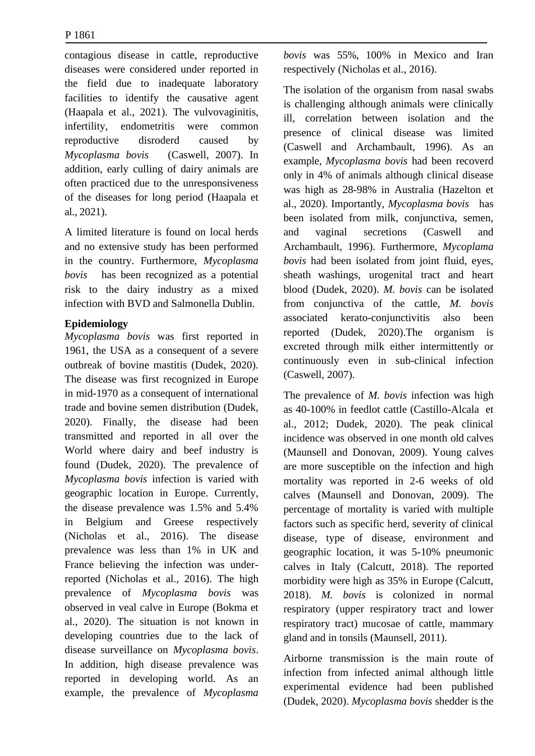contagious disease in cattle, reproductive diseases were considered under reported in the field due to inadequate laboratory facilities to identify the causative agent (Haapala et al., 2021). The vulvovaginitis, infertility, endometritis were common reproductive disroderd caused by *Mycoplasma bovis* (Caswell, 2007). In addition, early culling of dairy animals are often practiced due to the unresponsiveness of the diseases for long period (Haapala et al., 2021).

A limited literature is found on local herds and no extensive study has been performed in the country. Furthermore, *Mycoplasma bovis* has been recognized as a potential risk to the dairy industry as a mixed infection with BVD and Salmonella Dublin.

**Epidemiology**

*Mycoplasma bovis* was first reported in 1961, the USA as a consequent of a severe outbreak of bovine mastitis (Dudek, 2020). The disease was first recognized in Europe in mid-1970 as a consequent of international trade and bovine semen distribution (Dudek, 2020). Finally, the disease had been transmitted and reported in all over the World where dairy and beef industry is found (Dudek, 2020). The prevalence of *Mycoplasma bovis* infection is varied with geographic location in Europe. Currently, the disease prevalence was 1.5% and 5.4% in Belgium and Greese respectively (Nicholas et al., 2016). The disease prevalence was less than 1% in UK and France believing the infection was under-reported (Nicholas et al., 2016). The high prevalence of *Mycoplasma bovis* was observed in veal calve in Europe (Bokma et al., 2020). The situation is not known in developing countries due to the lack of disease surveillance on *Mycoplasma bovis*. In addition, high disease prevalence was reported in developing world. As an example, the prevalence of *Mycoplasma bovis* was 55%, 100% in Mexico and Iran respectively (Nicholas et al., 2016).

The isolation of the organism from nasal swabs is challenging although animals were clinically ill, correlation between isolation and the presence of clinical disease was limited (Caswell and Archambault, 1996). As an example, *Mycoplasma bovis* had been recoverd only in 4% of animals although clinical disease was high as 28-98% in Australia (Hazelton et al., 2020). Importantly, *Mycoplasma bovis* has been isolated from milk, conjunctiva, semen, and vaginal secretions (Caswell and Archambault, 1996). Furthermore, *Mycoplama bovis* had been isolated from joint fluid, eyes, sheath washings, urogenital tract and heart blood (Dudek, 2020). *M. bovis* can be isolated from conjunctiva of the cattle, *M. bovis* associated kerato-conjunctivitis also been reported (Dudek, 2020).The organism is excreted through milk either intermittently or continuously even in sub-clinical infection (Caswell, 2007).

The prevalence of *M. bovis* infection was high as 40-100% in feedlot cattle (Castillo-Alcala et al., 2012; Dudek, 2020). The peak clinical incidence was observed in one month old calves (Maunsell and Donovan, 2009). Young calves are more susceptible on the infection and high mortality was reported in 2-6 weeks of old calves (Maunsell and Donovan, 2009). The percentage of mortality is varied with multiple factors such as specific herd, severity of clinical disease, type of disease, environment and geographic location, it was 5-10% pneumonic calves in Italy (Calcutt, 2018). The reported morbidity were high as 35% in Europe (Calcutt, 2018). *M. bovis* is colonized in normal respiratory (upper respiratory tract and lower respiratory tract) mucosae of cattle, mammary gland and in tonsils (Maunsell, 2011).

Airborne transmission is the main route of infection from infected animal although little experimental evidence had been published (Dudek, 2020). *Mycoplasma bovis* shedder is the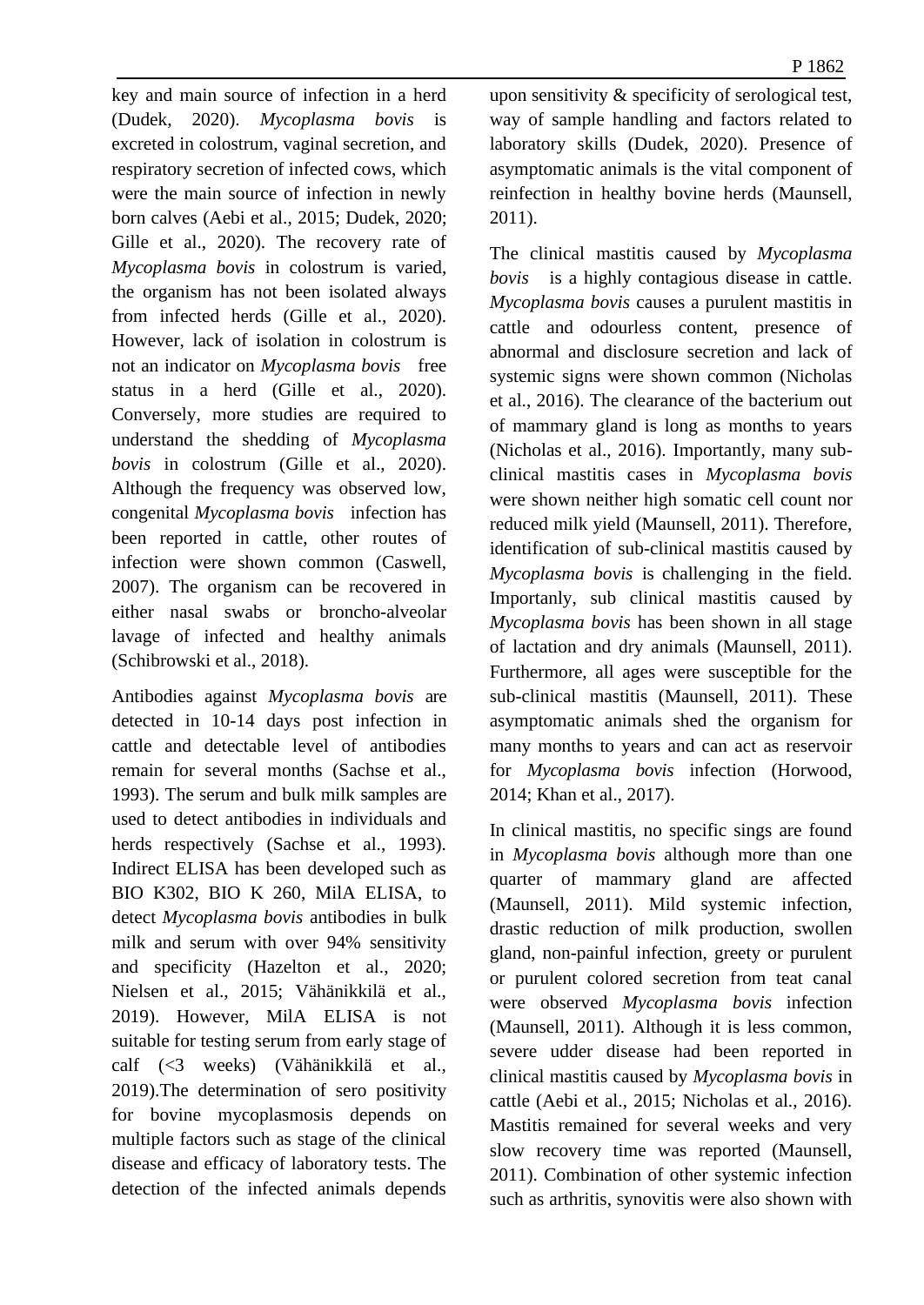key and main source of infection in a herd (Dudek, 2020). *Mycoplasma bovis* is excreted in colostrum, vaginal secretion, and respiratory secretion of infected cows, which were the main source of infection in newly born calves (Aebi et al., 2015; Dudek, 2020; Gille et al., 2020). The recovery rate of *Mycoplasma bovis* in colostrum is varied, the organism has not been isolated always from infected herds (Gille et al., 2020). However, lack of isolation in colostrum is not an indicator on *Mycoplasma bovis* free status in a herd (Gille et al., 2020). Conversely, more studies are required to understand the shedding of *Mycoplasma bovis* in colostrum (Gille et al., 2020). Although the frequency was observed low, congenital *Mycoplasma bovis* infection has been reported in cattle, other routes of infection were shown common (Caswell, 2007). The organism can be recovered in either nasal swabs or broncho-alveolar lavage of infected and healthy animals (Schibrowski et al., 2018).

Antibodies against *Mycoplasma bovis* are detected in 10-14 days post infection in cattle and detectable level of antibodies remain for several months (Sachse et al., 1993). The serum and bulk milk samples are used to detect antibodies in individuals and herds respectively (Sachse et al., 1993). Indirect ELISA has been developed such as BIO K302, BIO K 260, MilA ELISA, to detect *Mycoplasma bovis* antibodies in bulk milk and serum with over 94% sensitivity and specificity (Hazelton et al., 2020; Nielsen et al., 2015; Vähänikkilä et al., 2019). However, MilA ELISA is not suitable for testing serum from early stage of calf (<3 weeks) (Vähänikkilä et al., 2019).The determination of sero positivity for bovine mycoplasmosis depends on multiple factors such as stage of the clinical disease and efficacy of laboratory tests. The detection of the infected animals depends upon sensitivity & specificity of serological test, way of sample handling and factors related to laboratory skills (Dudek, 2020). Presence of asymptomatic animals is the vital component of reinfection in healthy bovine herds (Maunsell, 2011).

The clinical mastitis caused by *Mycoplasma bovis* is a highly contagious disease in cattle. *Mycoplasma bovis* causes a purulent mastitis in cattle and odourless content, presence of abnormal and disclosure secretion and lack of systemic signs were shown common (Nicholas et al., 2016). The clearance of the bacterium out of mammary gland is long as months to years (Nicholas et al., 2016). Importantly, many sub-clinical mastitis cases in *Mycoplasma bovis* were shown neither high somatic cell count nor reduced milk yield (Maunsell, 2011). Therefore, identification of sub-clinical mastitis caused by *Mycoplasma bovis* is challenging in the field. Importanly, sub clinical mastitis caused by *Mycoplasma bovis* has been shown in all stage of lactation and dry animals (Maunsell, 2011). Furthermore, all ages were susceptible for the sub-clinical mastitis (Maunsell, 2011). These asymptomatic animals shed the organism for many months to years and can act as reservoir for *Mycoplasma bovis* infection (Horwood, 2014; Khan et al., 2017).

In clinical mastitis, no specific sings are found in *Mycoplasma bovis* although more than one quarter of mammary gland are affected (Maunsell, 2011). Mild systemic infection, drastic reduction of milk production, swollen gland, non-painful infection, greety or purulent or purulent colored secretion from teat canal were observed *Mycoplasma bovis* infection (Maunsell, 2011). Although it is less common, severe udder disease had been reported in clinical mastitis caused by *Mycoplasma bovis* in cattle (Aebi et al., 2015; Nicholas et al., 2016). Mastitis remained for several weeks and very slow recovery time was reported (Maunsell, 2011). Combination of other systemic infection such as arthritis, synovitis were also shown with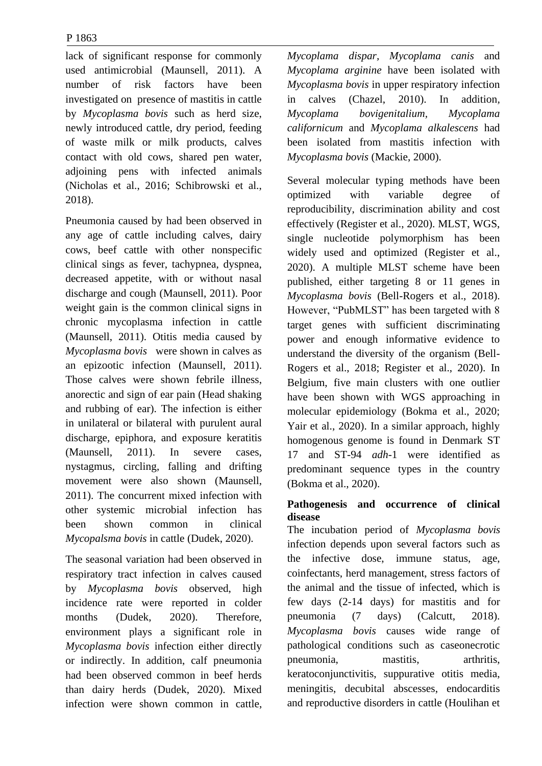lack of significant response for commonly used antimicrobial (Maunsell, 2011). A number of risk factors have been investigated on presence of mastitis in cattle by *Mycoplasma bovis* such as herd size, newly introduced cattle, dry period, feeding of waste milk or milk products, calves contact with old cows, shared pen water, adjoining pens with infected animals (Nicholas et al., 2016; Schibrowski et al., 2018).

Pneumonia caused by had been observed in any age of cattle including calves, dairy cows, beef cattle with other nonspecific clinical sings as fever, tachypnea, dyspnea, decreased appetite, with or without nasal discharge and cough (Maunsell, 2011). Poor weight gain is the common clinical signs in chronic mycoplasma infection in cattle (Maunsell, 2011). Otitis media caused by *Mycoplasma bovis* were shown in calves as an epizootic infection (Maunsell, 2011). Those calves were shown febrile illness, anorectic and sign of ear pain (Head shaking and rubbing of ear). The infection is either in unilateral or bilateral with purulent aural discharge, epiphora, and exposure keratitis (Maunsell, 2011). In severe cases, nystagmus, circling, falling and drifting movement were also shown (Maunsell, 2011). The concurrent mixed infection with other systemic microbial infection has been shown common in clinical *Mycopalsma bovis* in cattle (Dudek, 2020).

The seasonal variation had been observed in respiratory tract infection in calves caused by *Mycoplasma bovis* observed, high incidence rate were reported in colder months (Dudek, 2020). Therefore, environment plays a significant role in *Mycoplasma bovis* infection either directly or indirectly. In addition, calf pneumonia had been observed common in beef herds than dairy herds (Dudek, 2020). Mixed infection were shown common in cattle, *Mycoplama dispar*, *Mycoplama canis* and *Mycoplama arginine* have been isolated with *Mycoplasma bovis* in upper respiratory infection in calves (Chazel, 2010). In addition, *Mycoplama bovigenitalium*, *Mycoplama californicum* and *Mycoplama alkalescens* had been isolated from mastitis infection with *Mycoplasma bovis* (Mackie, 2000).

Several molecular typing methods have been optimized with variable degree of reproducibility, discrimination ability and cost effectively (Register et al., 2020). MLST, WGS, single nucleotide polymorphism has been widely used and optimized (Register et al., 2020). A multiple MLST scheme have been published, either targeting 8 or 11 genes in *Mycoplasma bovis* (Bell-Rogers et al., 2018). However, "PubMLST" has been targeted with 8 target genes with sufficient discriminating power and enough informative evidence to understand the diversity of the organism (Bell-Rogers et al., 2018; Register et al., 2020). In Belgium, five main clusters with one outlier have been shown with WGS approaching in molecular epidemiology (Bokma et al., 2020; Yair et al., 2020). In a similar approach, highly homogenous genome is found in Denmark ST 17 and ST-94 *adh*-1 were identified as predominant sequence types in the country (Bokma et al., 2020).

**Pathogenesis and occurrence of clinical disease**

The incubation period of *Mycoplasma bovis* infection depends upon several factors such as the infective dose, immune status, age, coinfectants, herd management, stress factors of the animal and the tissue of infected, which is few days (2-14 days) for mastitis and for pneumonia (7 days) (Calcutt, 2018). *Mycoplasma bovis* causes wide range of pathological conditions such as caseonecrotic pneumonia, mastitis, arthritis, keratoconjunctivitis, suppurative otitis media, meningitis, decubital abscesses, endocarditis and reproductive disorders in cattle (Houlihan et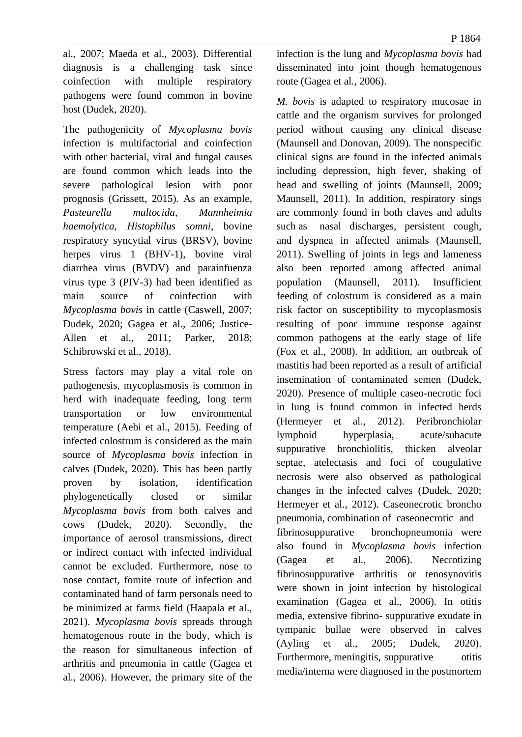al., 2007; Maeda et al., 2003). Differential diagnosis is a challenging task since coinfection with multiple respiratory pathogens were found common in bovine host (Dudek, 2020).

The pathogenicity of *Mycoplasma bovis* infection is multifactorial and coinfection with other bacterial, viral and fungal causes are found common which leads into the severe pathological lesion with poor prognosis (Grissett, 2015). As an example, *Pasteurella multocida, Mannheimia haemolytica, Histophilus somni*, bovine respiratory syncytial virus (BRSV), bovine herpes virus 1 (BHV-1), bovine viral diarrhea virus (BVDV) and parainfuenza virus type 3 (PIV-3) had been identified as main source of coinfection with *Mycoplasma bovis* in cattle (Caswell, 2007; Dudek, 2020; Gagea et al., 2006; Justice-Allen et al., 2011; Parker, 2018; Schibrowski et al., 2018).

Stress factors may play a vital role on pathogenesis, mycoplasmosis is common in herd with inadequate feeding, long term transportation or low environmental temperature (Aebi et al., 2015). Feeding of infected colostrum is considered as the main source of *Mycoplasma bovis* infection in calves (Dudek, 2020). This has been partly proven by isolation, identification phylogenetically closed or similar *Mycoplasma bovis* from both calves and cows (Dudek, 2020). Secondly, the importance of aerosol transmissions, direct or indirect contact with infected individual cannot be excluded. Furthermore, nose to nose contact, fomite route of infection and contaminated hand of farm personals need to be minimized at farms field (Haapala et al., 2021). *Mycoplasma bovis* spreads through hematogenous route in the body, which is the reason for simultaneous infection of arthritis and pneumonia in cattle (Gagea et al., 2006). However, the primary site of the infection is the lung and *Mycoplasma bovis* had disseminated into joint though hematogenous route (Gagea et al., 2006).

*M. bovis* is adapted to respiratory mucosae in cattle and the organism survives for prolonged period without causing any clinical disease (Maunsell and Donovan, 2009). The nonspecific clinical signs are found in the infected animals including depression, high fever, shaking of head and swelling of joints (Maunsell, 2009; Maunsell, 2011). In addition, respiratory sings are commonly found in both claves and adults such as nasal discharges, persistent cough, and dyspnea in affected animals (Maunsell, 2011). Swelling of joints in legs and lameness also been reported among affected animal population (Maunsell, 2011). Insufficient feeding of colostrum is considered as a main risk factor on susceptibility to mycoplasmosis resulting of poor immune response against common pathogens at the early stage of life (Fox et al., 2008). In addition, an outbreak of mastitis had been reported as a result of artificial insemination of contaminated semen (Dudek, 2020). Presence of multiple caseo-necrotic foci in lung is found common in infected herds (Hermeyer et al., 2012). Peribronchiolar lymphoid hyperplasia, acute/subacute suppurative bronchiolitis, thicken alveolar septae, atelectasis and foci of cougulative necrosis were also observed as pathological changes in the infected calves (Dudek, 2020; Hermeyer et al., 2012). Caseonecrotic broncho pneumonia, combination of caseonecrotic and fibrinosuppurative bronchopneumonia were also found in *Mycoplasma bovis* infection (Gagea et al., 2006). Necrotizing fibrinosuppurative arthritis or tenosynovitis were shown in joint infection by histological examination (Gagea et al., 2006). In otitis media, extensive fibrino- suppurative exudate in tympanic bullae were observed in calves (Ayling et al., 2005; Dudek, 2020). Furthermore, meningitis, suppurative otitis media/interna were diagnosed in the postmortem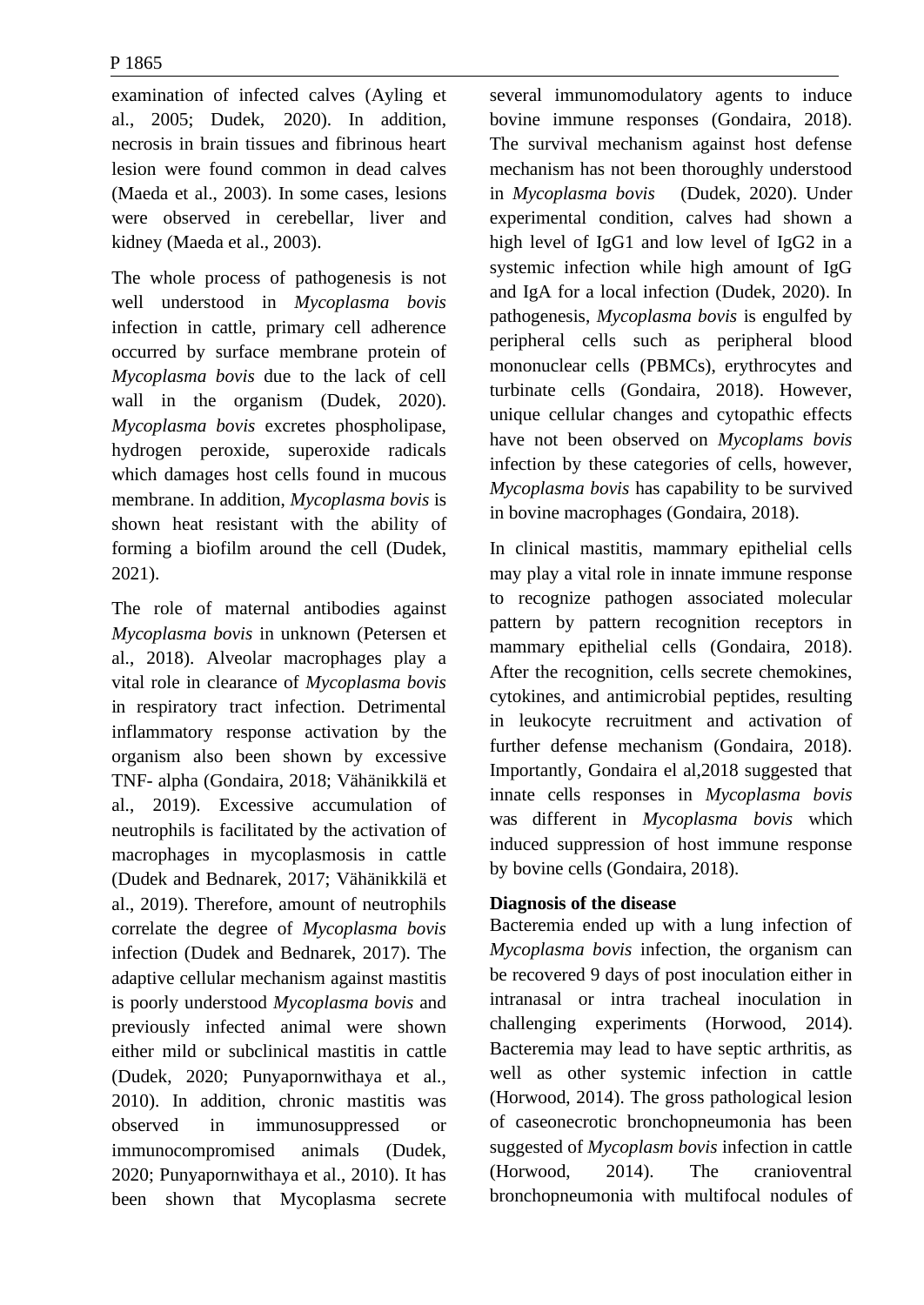examination of infected calves (Ayling et al., 2005; Dudek, 2020). In addition, necrosis in brain tissues and fibrinous heart lesion were found common in dead calves (Maeda et al., 2003). In some cases, lesions were observed in cerebellar, liver and kidney (Maeda et al., 2003).

The whole process of pathogenesis is not well understood in *Mycoplasma bovis* infection in cattle, primary cell adherence occurred by surface membrane protein of *Mycoplasma bovis* due to the lack of cell wall in the organism (Dudek, 2020). *Mycoplasma bovis* excretes phospholipase, hydrogen peroxide, superoxide radicals which damages host cells found in mucous membrane. In addition, *Mycoplasma bovis* is shown heat resistant with the ability of forming a biofilm around the cell (Dudek, 2021).

The role of maternal antibodies against *Mycoplasma bovis* in unknown (Petersen et al., 2018). Alveolar macrophages play a vital role in clearance of *Mycoplasma bovis* in respiratory tract infection. Detrimental inflammatory response activation by the organism also been shown by excessive TNF- alpha (Gondaira, 2018; Vähänikkilä et al., 2019). Excessive accumulation of neutrophils is facilitated by the activation of macrophages in mycoplasmosis in cattle (Dudek and Bednarek, 2017; Vähänikkilä et al., 2019). Therefore, amount of neutrophils correlate the degree of *Mycoplasma bovis* infection (Dudek and Bednarek, 2017). The adaptive cellular mechanism against mastitis is poorly understood *Mycoplasma bovis* and previously infected animal were shown either mild or subclinical mastitis in cattle (Dudek, 2020; Punyapornwithaya et al., 2010). In addition, chronic mastitis was observed in immunosuppressed or immunocompromised animals (Dudek, 2020; Punyapornwithaya et al., 2010). It has been shown that Mycoplasma secrete several immunomodulatory agents to induce bovine immune responses (Gondaira, 2018). The survival mechanism against host defense mechanism has not been thoroughly understood in *Mycoplasma bovis* (Dudek, 2020). Under experimental condition, calves had shown a high level of IgG1 and low level of IgG2 in a systemic infection while high amount of IgG and IgA for a local infection (Dudek, 2020). In pathogenesis, *Mycoplasma bovis* is engulfed by peripheral cells such as peripheral blood mononuclear cells (PBMCs), erythrocytes and turbinate cells (Gondaira, 2018). However, unique cellular changes and cytopathic effects have not been observed on *Mycoplams bovis* infection by these categories of cells, however, *Mycoplasma bovis* has capability to be survived in bovine macrophages (Gondaira, 2018).

In clinical mastitis, mammary epithelial cells may play a vital role in innate immune response to recognize pathogen associated molecular pattern by pattern recognition receptors in mammary epithelial cells (Gondaira, 2018). After the recognition, cells secrete chemokines, cytokines, and antimicrobial peptides, resulting in leukocyte recruitment and activation of further defense mechanism (Gondaira, 2018). Importantly, Gondaira el al,2018 suggested that innate cells responses in *Mycoplasma bovis* was different in *Mycoplasma bovis* which induced suppression of host immune response by bovine cells (Gondaira, 2018).

**Diagnosis of the disease**

Bacteremia ended up with a lung infection of *Mycoplasma bovis* infection, the organism can be recovered 9 days of post inoculation either in intranasal or intra tracheal inoculation in challenging experiments (Horwood, 2014). Bacteremia may lead to have septic arthritis, as well as other systemic infection in cattle (Horwood, 2014). The gross pathological lesion of caseonecrotic bronchopneumonia has been suggested of *Mycoplasm bovis* infection in cattle (Horwood, 2014). The cranioventral bronchopneumonia with multifocal nodules of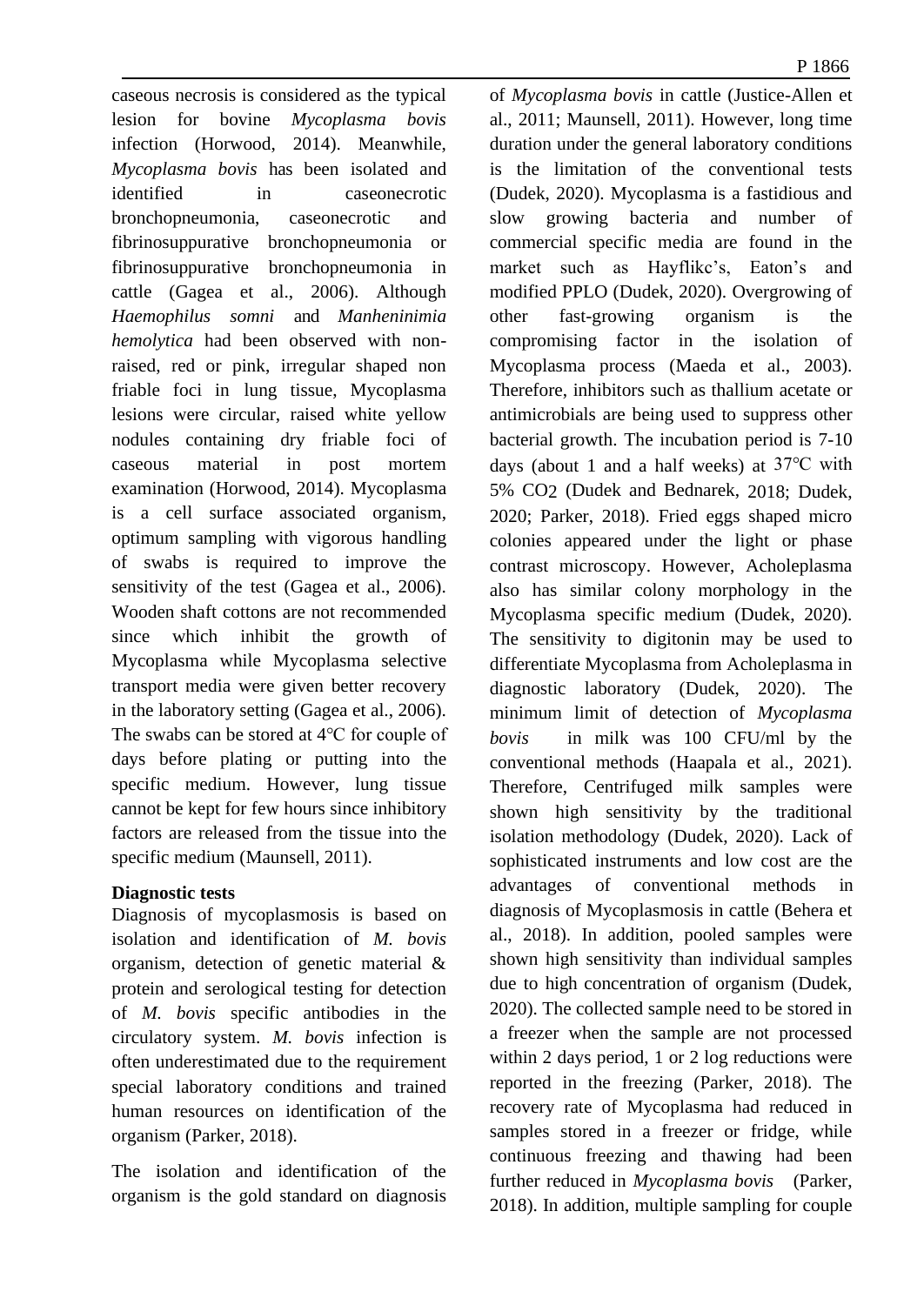caseous necrosis is considered as the typical lesion for bovine *Mycoplasma bovis* infection (Horwood, 2014). Meanwhile, *Mycoplasma bovis* has been isolated and identified in caseonecrotic bronchopneumonia, caseonecrotic and fibrinosuppurative bronchopneumonia or fibrinosuppurative bronchopneumonia in cattle (Gagea et al., 2006). Although *Haemophilus somni* and *Manheninimia hemolytica* had been observed with non-raised, red or pink, irregular shaped non friable foci in lung tissue, Mycoplasma lesions were circular, raised white yellow nodules containing dry friable foci of caseous material in post mortem examination (Horwood, 2014). Mycoplasma is a cell surface associated organism, optimum sampling with vigorous handling of swabs is required to improve the sensitivity of the test (Gagea et al., 2006). Wooden shaft cottons are not recommended since which inhibit the growth of Mycoplasma while Mycoplasma selective transport media were given better recovery in the laboratory setting (Gagea et al., 2006). The swabs can be stored at 4℃ for couple of days before plating or putting into the specific medium. However, lung tissue cannot be kept for few hours since inhibitory factors are released from the tissue into the specific medium (Maunsell, 2011).

**Diagnostic tests**

Diagnosis of mycoplasmosis is based on isolation and identification of *M. bovis* organism, detection of genetic material & protein and serological testing for detection of *M. bovis* specific antibodies in the circulatory system. *M. bovis* infection is often underestimated due to the requirement special laboratory conditions and trained human resources on identification of the organism (Parker, 2018).

The isolation and identification of the organism is the gold standard on diagnosis of *Mycoplasma bovis* in cattle (Justice-Allen et al., 2011; Maunsell, 2011). However, long time duration under the general laboratory conditions is the limitation of the conventional tests (Dudek, 2020). Mycoplasma is a fastidious and slow growing bacteria and number of commercial specific media are found in the market such as Hayflikc's, Eaton's and modified PPLO (Dudek, 2020). Overgrowing of other fast-growing organism is the compromising factor in the isolation of Mycoplasma process (Maeda et al., 2003). Therefore, inhibitors such as thallium acetate or antimicrobials are being used to suppress other bacterial growth. The incubation period is 7-10 days (about 1 and a half weeks) at 37℃ with 5% $CO_2$ (Dudek and Bednarek, 2018; Dudek, 2020; Parker, 2018). Fried eggs shaped micro colonies appeared under the light or phase contrast microscopy. However, Acholeplasma also has similar colony morphology in the Mycoplasma specific medium (Dudek, 2020). The sensitivity to digitonin may be used to differentiate Mycoplasma from Acholeplasma in diagnostic laboratory (Dudek, 2020). The minimum limit of detection of *Mycoplasma bovis* in milk was 100 CFU/ml by the conventional methods (Haapala et al., 2021). Therefore, Centrifuged milk samples were shown high sensitivity by the traditional isolation methodology (Dudek, 2020). Lack of sophisticated instruments and low cost are the advantages of conventional methods in diagnosis of Mycoplasmosis in cattle (Behera et al., 2018). In addition, pooled samples were shown high sensitivity than individual samples due to high concentration of organism (Dudek, 2020). The collected sample need to be stored in a freezer when the sample are not processed within 2 days period, 1 or 2 log reductions were reported in the freezing (Parker, 2018). The recovery rate of Mycoplasma had reduced in samples stored in a freezer or fridge, while continuous freezing and thawing had been further reduced in *Mycoplasma bovis* (Parker, 2018). In addition, multiple sampling for couple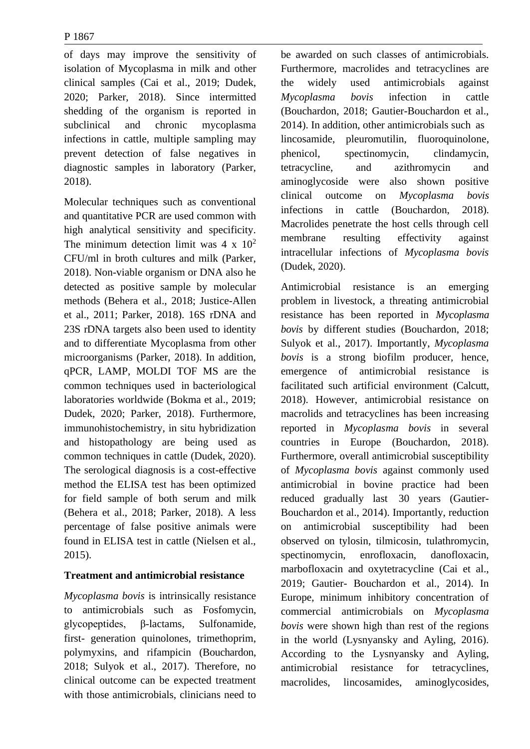of days may improve the sensitivity of isolation of Mycoplasma in milk and other clinical samples (Cai et al., 2019; Dudek, 2020; Parker, 2018). Since intermitted shedding of the organism is reported in subclinical and chronic mycoplasma infections in cattle, multiple sampling may prevent detection of false negatives in diagnostic samples in laboratory (Parker, 2018).

Molecular techniques such as conventional and quantitative PCR are used common with high analytical sensitivity and specificity. The minimum detection limit was $4 \times 10^2$ CFU/ml in broth cultures and milk (Parker, 2018). Non-viable organism or DNA also he detected as positive sample by molecular methods (Behera et al., 2018; Justice-Allen et al., 2011; Parker, 2018). 16S rDNA and 23S rDNA targets also been used to identity and to differentiate Mycoplasma from other microorganisms (Parker, 2018). In addition, qPCR, LAMP, MOLDI TOF MS are the common techniques used in bacteriological laboratories worldwide (Bokma et al., 2019; Dudek, 2020; Parker, 2018). Furthermore, immunohistochemistry, in situ hybridization and histopathology are being used as common techniques in cattle (Dudek, 2020). The serological diagnosis is a cost-effective method the ELISA test has been optimized for field sample of both serum and milk (Behera et al., 2018; Parker, 2018). A less percentage of false positive animals were found in ELISA test in cattle (Nielsen et al., 2015).

**Treatment and antimicrobial resistance**

*Mycoplasma bovis* is intrinsically resistance to antimicrobials such as Fosfomycin, glycopeptides, β-lactams, Sulfonamide, first- generation quinolones, trimethoprim, polymyxins, and rifampicin (Bouchardon, 2018; Sulyok et al., 2017). Therefore, no clinical outcome can be expected treatment with those antimicrobials, clinicians need to be awarded on such classes of antimicrobials. Furthermore, macrolides and tetracyclines are the widely used antimicrobials against *Mycoplasma bovis* infection in cattle (Bouchardon, 2018; Gautier-Bouchardon et al., 2014). In addition, other antimicrobials such as lincosamide, pleuromutilin, fluoroquinolone, phenicol, spectinomycin, clindamycin, tetracycline, and azithromycin and aminoglycoside were also shown positive clinical outcome on *Mycoplasma bovis* infections in cattle (Bouchardon, 2018). Macrolides penetrate the host cells through cell membrane resulting effectivity against intracellular infections of *Mycoplasma bovis* (Dudek, 2020).

Antimicrobial resistance is an emerging problem in livestock, a threating antimicrobial resistance has been reported in *Mycoplasma bovis* by different studies (Bouchardon, 2018; Sulyok et al., 2017). Importantly, *Mycoplasma bovis* is a strong biofilm producer, hence, emergence of antimicrobial resistance is facilitated such artificial environment (Calcutt, 2018). However, antimicrobial resistance on macrolids and tetracyclines has been increasing reported in *Mycoplasma bovis* in several countries in Europe (Bouchardon, 2018). Furthermore, overall antimicrobial susceptibility of *Mycoplasma bovis* against commonly used antimicrobial in bovine practice had been reduced gradually last 30 years (Gautier-Bouchardon et al., 2014). Importantly, reduction on antimicrobial susceptibility had been observed on tylosin, tilmicosin, tulathromycin, spectinomycin, enrofloxacin, danofloxacin, marbofloxacin and oxytetracycline (Cai et al., 2019; Gautier- Bouchardon et al., 2014). In Europe, minimum inhibitory concentration of commercial antimicrobials on *Mycoplasma bovis* were shown high than rest of the regions in the world (Lysnyansky and Ayling, 2016). According to the Lysnyansky and Ayling, antimicrobial resistance for tetracyclines, macrolides, lincosamides, aminoglycosides,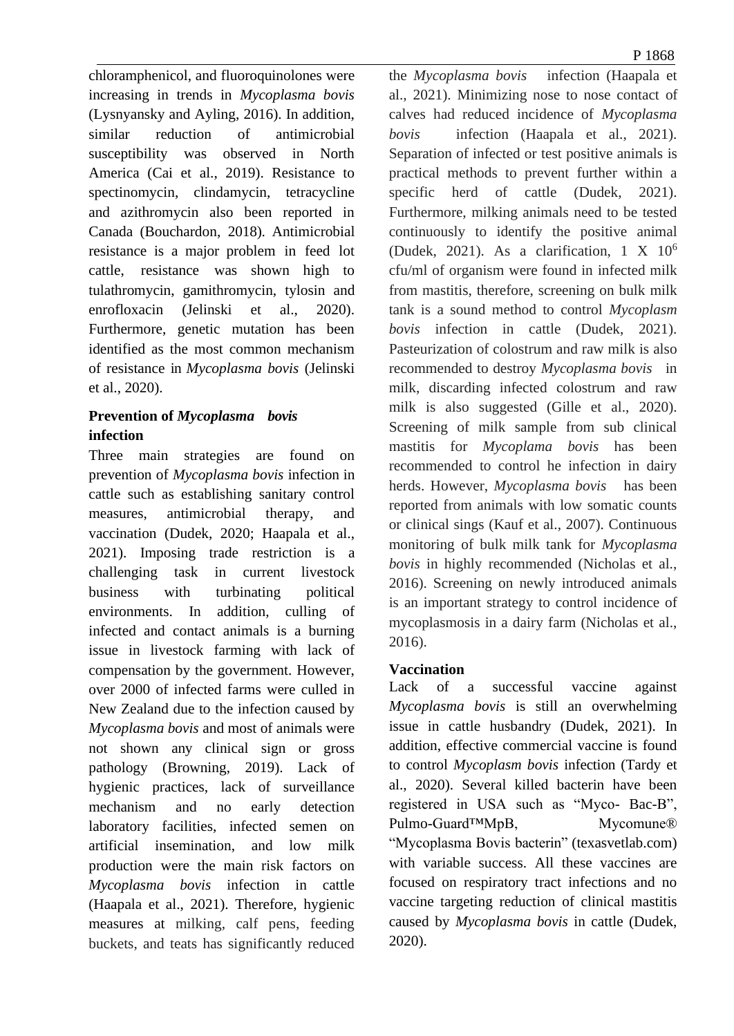chloramphenicol, and fluoroquinolones were increasing in trends in *Mycoplasma bovis* (Lysnyansky and Ayling, 2016). In addition, similar reduction of antimicrobial susceptibility was observed in North America (Cai et al., 2019). Resistance to spectinomycin, clindamycin, tetracycline and azithromycin also been reported in Canada (Bouchardon, 2018). Antimicrobial resistance is a major problem in feed lot cattle, resistance was shown high to tulathromycin, gamithromycin, tylosin and enrofloxacin (Jelinski et al., 2020). Furthermore, genetic mutation has been identified as the most common mechanism of resistance in *Mycoplasma bovis* (Jelinski et al., 2020).

## Prevention of *Mycoplasma bovis* infection

Three main strategies are found on prevention of *Mycoplasma bovis* infection in cattle such as establishing sanitary control measures, antimicrobial therapy, and vaccination (Dudek, 2020; Haapala et al., 2021). Imposing trade restriction is a challenging task in current livestock business with turbinating political environments. In addition, culling of infected and contact animals is a burning issue in livestock farming with lack of compensation by the government. However, over 2000 of infected farms were culled in New Zealand due to the infection caused by *Mycoplasma bovis* and most of animals were not shown any clinical sign or gross pathology (Browning, 2019). Lack of hygienic practices, lack of surveillance mechanism and no early detection laboratory facilities, infected semen on artificial insemination, and low milk production were the main risk factors on *Mycoplasma bovis* infection in cattle (Haapala et al., 2021). Therefore, hygienic measures at milking, calf pens, feeding buckets, and teats has significantly reduced the *Mycoplasma bovis* infection (Haapala et al., 2021). Minimizing nose to nose contact of calves had reduced incidence of *Mycoplasma bovis* infection (Haapala et al., 2021). Separation of infected or test positive animals is practical methods to prevent further within a specific herd of cattle (Dudek, 2021). Furthermore, milking animals need to be tested continuously to identify the positive animal (Dudek, 2021). As a clarification, $1 \times 10^6$ cfu/ml of organism were found in infected milk from mastitis, therefore, screening on bulk milk tank is a sound method to control *Mycoplasm bovis* infection in cattle (Dudek, 2021). Pasteurization of colostrum and raw milk is also recommended to destroy *Mycoplasma bovis* in milk, discarding infected colostrum and raw milk is also suggested (Gille et al., 2020). Screening of milk sample from sub clinical mastitis for *Mycoplama bovis* has been recommended to control he infection in dairy herds. However, *Mycoplasma bovis* has been reported from animals with low somatic counts or clinical sings (Kauf et al., 2007). Continuous monitoring of bulk milk tank for *Mycoplasma bovis* in highly recommended (Nicholas et al., 2016). Screening on newly introduced animals is an important strategy to control incidence of mycoplasmosis in a dairy farm (Nicholas et al., 2016).

### Vaccination

Lack of a successful vaccine against *Mycoplasma bovis* is still an overwhelming issue in cattle husbandry (Dudek, 2021). In addition, effective commercial vaccine is found to control *Mycoplasm bovis* infection (Tardy et al., 2020). Several killed bacterin have been registered in USA such as "Myco- Bac-B", Pulmo-Guard™MpB, Mycomune® "Mycoplasma Bovis bacterin" (texasvetlab.com) with variable success. All these vaccines are focused on respiratory tract infections and no vaccine targeting reduction of clinical mastitis caused by *Mycoplasma bovis* in cattle (Dudek, 2020).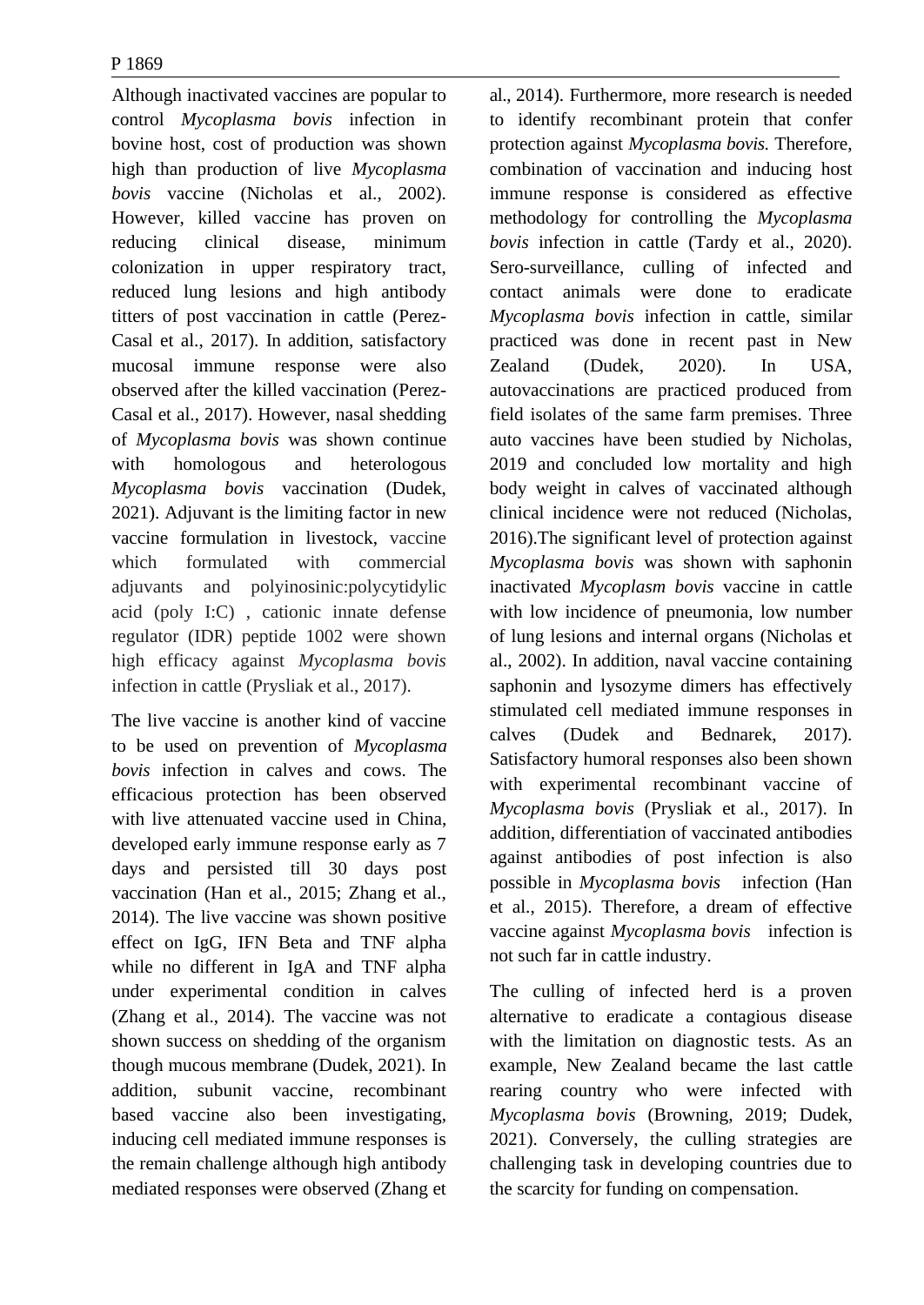Although inactivated vaccines are popular to control *Mycoplasma bovis* infection in bovine host, cost of production was shown high than production of live *Mycoplasma bovis* vaccine (Nicholas et al., 2002). However, killed vaccine has proven on reducing clinical disease, minimum colonization in upper respiratory tract, reduced lung lesions and high antibody titters of post vaccination in cattle (Perez-Casal et al., 2017). In addition, satisfactory mucosal immune response were also observed after the killed vaccination (Perez-Casal et al., 2017). However, nasal shedding of *Mycoplasma bovis* was shown continue with homologous and heterologous *Mycoplasma bovis* vaccination (Dudek, 2021). Adjuvant is the limiting factor in new vaccine formulation in livestock, vaccine which formulated with commercial adjuvants and polyinosinic:polycytidylic acid (poly I:C) , cationic innate defense regulator (IDR) peptide 1002 were shown high efficacy against *Mycoplasma bovis* infection in cattle (Prysliak et al., 2017).

The live vaccine is another kind of vaccine to be used on prevention of *Mycoplasma bovis* infection in calves and cows. The efficacious protection has been observed with live attenuated vaccine used in China, developed early immune response early as 7 days and persisted till 30 days post vaccination (Han et al., 2015; Zhang et al., 2014). The live vaccine was shown positive effect on IgG, IFN Beta and TNF alpha while no different in IgA and TNF alpha under experimental condition in calves (Zhang et al., 2014). The vaccine was not shown success on shedding of the organism though mucous membrane (Dudek, 2021). In addition, subunit vaccine, recombinant based vaccine also been investigating, inducing cell mediated immune responses is the remain challenge although high antibody mediated responses were observed (Zhang et al., 2014). Furthermore, more research is needed to identify recombinant protein that confer protection against *Mycoplasma bovis.* Therefore, combination of vaccination and inducing host immune response is considered as effective methodology for controlling the *Mycoplasma bovis* infection in cattle (Tardy et al., 2020). Sero-surveillance, culling of infected and contact animals were done to eradicate *Mycoplasma bovis* infection in cattle, similar practiced was done in recent past in New Zealand (Dudek, 2020). In USA, autovaccinations are practiced produced from field isolates of the same farm premises. Three auto vaccines have been studied by Nicholas, 2019 and concluded low mortality and high body weight in calves of vaccinated although clinical incidence were not reduced (Nicholas, 2016).The significant level of protection against *Mycoplasma bovis* was shown with saphonin inactivated *Mycoplasm bovis* vaccine in cattle with low incidence of pneumonia, low number of lung lesions and internal organs (Nicholas et al., 2002). In addition, naval vaccine containing saphonin and lysozyme dimers has effectively stimulated cell mediated immune responses in calves (Dudek and Bednarek, 2017). Satisfactory humoral responses also been shown with experimental recombinant vaccine of *Mycoplasma bovis* (Prysliak et al., 2017). In addition, differentiation of vaccinated antibodies against antibodies of post infection is also possible in *Mycoplasma bovis* infection (Han et al., 2015). Therefore, a dream of effective vaccine against *Mycoplasma bovis* infection is not such far in cattle industry.

The culling of infected herd is a proven alternative to eradicate a contagious disease with the limitation on diagnostic tests. As an example, New Zealand became the last cattle rearing country who were infected with *Mycoplasma bovis* (Browning, 2019; Dudek, 2021). Conversely, the culling strategies are challenging task in developing countries due to the scarcity for funding on compensation.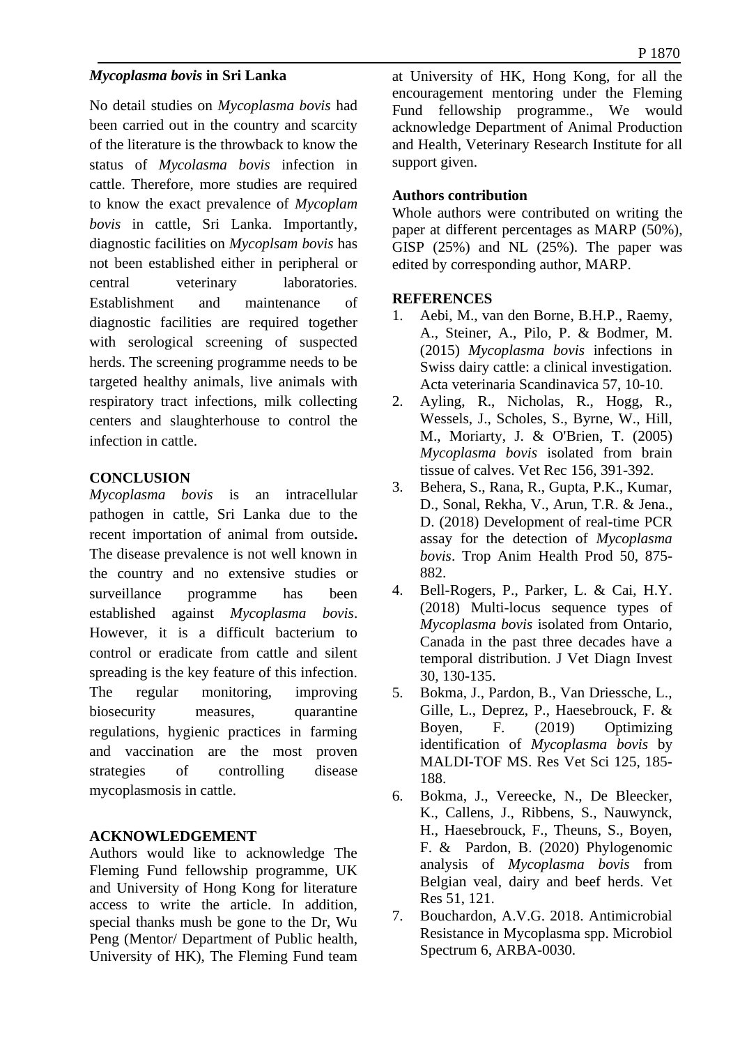### *Mycoplasma bovis* in Sri Lanka

No detail studies on *Mycoplasma bovis* had been carried out in the country and scarcity of the literature is the throwback to know the status of *Mycolasma bovis* infection in cattle. Therefore, more studies are required to know the exact prevalence of *Mycoplam bovis* in cattle, Sri Lanka. Importantly, diagnostic facilities on *Mycoplsam bovis* has not been established either in peripheral or central veterinary laboratories. Establishment and maintenance of diagnostic facilities are required together with serological screening of suspected herds. The screening programme needs to be targeted healthy animals, live animals with respiratory tract infections, milk collecting centers and slaughterhouse to control the infection in cattle.

## CONCLUSION

*Mycoplasma bovis* is an intracellular pathogen in cattle, Sri Lanka due to the recent importation of animal from outside**.** The disease prevalence is not well known in the country and no extensive studies or surveillance programme has been established against *Mycoplasma bovis*. However, it is a difficult bacterium to control or eradicate from cattle and silent spreading is the key feature of this infection. The regular monitoring, improving biosecurity measures, quarantine regulations, hygienic practices in farming and vaccination are the most proven strategies of controlling disease mycoplasmosis in cattle.

## ACKNOWLEDGEMENT

Authors would like to acknowledge The Fleming Fund fellowship programme, UK and University of Hong Kong for literature access to write the article. In addition, special thanks mush be gone to the Dr, Wu Peng (Mentor/ Department of Public health, University of HK), The Fleming Fund team at University of HK, Hong Kong, for all the encouragement mentoring under the Fleming Fund fellowship programme., We would acknowledge Department of Animal Production and Health, Veterinary Research Institute for all support given.

### Authors contribution

Whole authors were contributed on writing the paper at different percentages as MARP (50%), GISP (25%) and NL (25%). The paper was edited by corresponding author, MARP.

## REFERENCES

1. Aebi, M., van den Borne, B.H.P., Raemy, A., Steiner, A., Pilo, P. & Bodmer, M. (2015) *Mycoplasma bovis* infections in Swiss dairy cattle: a clinical investigation. Acta veterinaria Scandinavica 57, 10-10.
2. Ayling, R., Nicholas, R., Hogg, R., Wessels, J., Scholes, S., Byrne, W., Hill, M., Moriarty, J. & O'Brien, T. (2005) *Mycoplasma bovis* isolated from brain tissue of calves. Vet Rec 156, 391-392.
3. Behera, S., Rana, R., Gupta, P.K., Kumar, D., Sonal, Rekha, V., Arun, T.R. & Jena., D. (2018) Development of real-time PCR assay for the detection of *Mycoplasma bovis*. Trop Anim Health Prod 50, 875-882.
4. Bell-Rogers, P., Parker, L. & Cai, H.Y. (2018) Multi-locus sequence types of *Mycoplasma bovis* isolated from Ontario, Canada in the past three decades have a temporal distribution. J Vet Diagn Invest 30, 130-135.
5. Bokma, J., Pardon, B., Van Driessche, L., Gille, L., Deprez, P., Haesebrouck, F. & Boyen, F. (2019) Optimizing identification of *Mycoplasma bovis* by MALDI-TOF MS. Res Vet Sci 125, 185-188.
6. Bokma, J., Vereecke, N., De Bleecker, K., Callens, J., Ribbens, S., Nauwynck, H., Haesebrouck, F., Theuns, S., Boyen, F. & Pardon, B. (2020) Phylogenomic analysis of *Mycoplasma bovis* from Belgian veal, dairy and beef herds. Vet Res 51, 121.
7. Bouchardon, A.V.G. 2018. Antimicrobial Resistance in Mycoplasma spp. Microbiol Spectrum 6, ARBA-0030.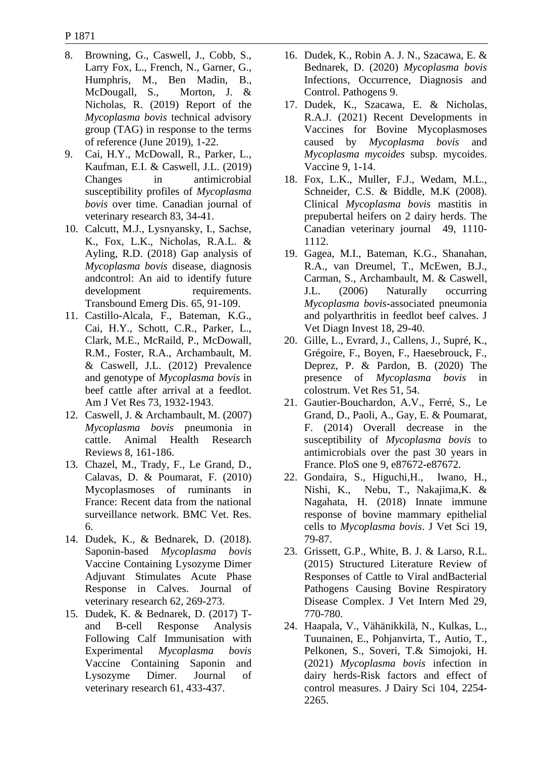8. Browning, G., Caswell, J., Cobb, S., Larry Fox, L., French, N., Garner, G., Humphris, M., Ben Madin, B., McDougall, S., Morton, J. & Nicholas, R. (2019) Report of the *Mycoplasma bovis* technical advisory group (TAG) in response to the terms of reference (June 2019), 1-22.
9. Cai, H.Y., McDowall, R., Parker, L., Kaufman, E.I. & Caswell, J.L. (2019) Changes in antimicrobial susceptibility profiles of *Mycoplasma bovis* over time. Canadian journal of veterinary research 83, 34-41.
10. Calcutt, M.J., Lysnyansky, I., Sachse, K., Fox, L.K., Nicholas, R.A.L. & Ayling, R.D. (2018) Gap analysis of *Mycoplasma bovis* disease, diagnosis andcontrol: An aid to identify future development requirements. Transbound Emerg Dis. 65, 91-109.
11. Castillo-Alcala, F., Bateman, K.G., Cai, H.Y., Schott, C.R., Parker, L., Clark, M.E., McRaild, P., McDowall, R.M., Foster, R.A., Archambault, M. & Caswell, J.L. (2012) Prevalence and genotype of *Mycoplasma bovis* in beef cattle after arrival at a feedlot. Am J Vet Res 73, 1932-1943.
12. Caswell, J. & Archambault, M. (2007) *Mycoplasma bovis* pneumonia in cattle. Animal Health Research Reviews 8, 161-186.
13. Chazel, M., Trady, F., Le Grand, D., Calavas, D. & Poumarat, F. (2010) Mycoplasmoses of ruminants in France: Recent data from the national surveillance network. BMC Vet. Res. 6.
14. Dudek, K., & Bednarek, D. (2018). Saponin-based *Mycoplasma bovis* Vaccine Containing Lysozyme Dimer Adjuvant Stimulates Acute Phase Response in Calves. Journal of veterinary research 62, 269-273.
15. Dudek, K. & Bednarek, D. (2017) T- and B-cell Response Analysis Following Calf Immunisation with Experimental *Mycoplasma bovis* Vaccine Containing Saponin and Lysozyme Dimer. Journal of veterinary research 61, 433-437.
16. Dudek, K., Robin A. J. N., Szacawa, E. & Bednarek, D. (2020) *Mycoplasma bovis* Infections, Occurrence, Diagnosis and Control. Pathogens 9.
17. Dudek, K., Szacawa, E. & Nicholas, R.A.J. (2021) Recent Developments in Vaccines for Bovine Mycoplasmoses caused by *Mycoplasma bovis* and *Mycoplasma mycoides* subsp. mycoides. Vaccine 9, 1-14.
18. Fox, L.K., Muller, F.J., Wedam, M.L., Schneider, C.S. & Biddle, M.K (2008). Clinical *Mycoplasma bovis* mastitis in prepubertal heifers on 2 dairy herds. The Canadian veterinary journal 49, 1110-1112.
19. Gagea, M.I., Bateman, K.G., Shanahan, R.A., van Dreumel, T., McEwen, B.J., Carman, S., Archambault, M. & Caswell, J.L. (2006) Naturally occurring *Mycoplasma bovis*-associated pneumonia and polyarthritis in feedlot beef calves. J Vet Diagn Invest 18, 29-40.
20. Gille, L., Evrard, J., Callens, J., Supré, K., Grégoire, F., Boyen, F., Haesebrouck, F., Deprez, P. & Pardon, B. (2020) The presence of *Mycoplasma bovis* in colostrum. Vet Res 51, 54.
21. Gautier-Bouchardon, A.V., Ferré, S., Le Grand, D., Paoli, A., Gay, E. & Poumarat, F. (2014) Overall decrease in the susceptibility of *Mycoplasma bovis* to antimicrobials over the past 30 years in France. PloS one 9, e87672-e87672.
22. Gondaira, S., Higuchi,H., Iwano, H., Nishi, K., Nebu, T., Nakajima,K. & Nagahata, H. (2018) Innate immune response of bovine mammary epithelial cells to *Mycoplasma bovis*. J Vet Sci 19, 79-87.
23. Grissett, G.P., White, B. J. & Larso, R.L. (2015) Structured Literature Review of Responses of Cattle to Viral andBacterial Pathogens Causing Bovine Respiratory Disease Complex. J Vet Intern Med 29, 770-780.
24. Haapala, V., Vähänikkilä, N., Kulkas, L., Tuunainen, E., Pohjanvirta, T., Autio, T., Pelkonen, S., Soveri, T.& Simojoki, H. (2021) *Mycoplasma bovis* infection in dairy herds-Risk factors and effect of control measures. J Dairy Sci 104, 2254-2265.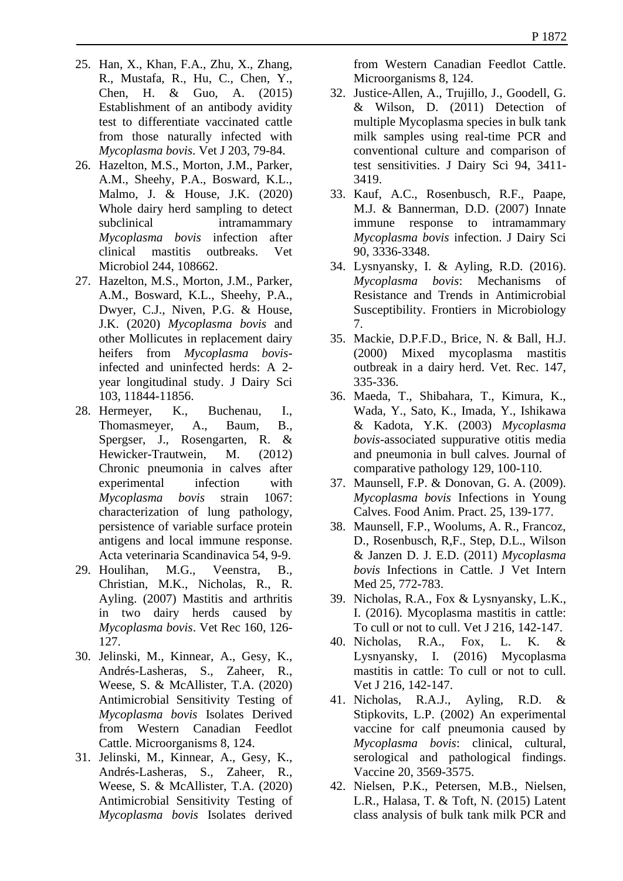25. Han, X., Khan, F.A., Zhu, X., Zhang, R., Mustafa, R., Hu, C., Chen, Y., Chen, H. & Guo, A. (2015) Establishment of an antibody avidity test to differentiate vaccinated cattle from those naturally infected with *Mycoplasma bovis*. Vet J 203, 79-84.
26. Hazelton, M.S., Morton, J.M., Parker, A.M., Sheehy, P.A., Bosward, K.L., Malmo, J. & House, J.K. (2020) Whole dairy herd sampling to detect subclinical intramammary *Mycoplasma bovis* infection after clinical mastitis outbreaks. Vet Microbiol 244, 108662.
27. Hazelton, M.S., Morton, J.M., Parker, A.M., Bosward, K.L., Sheehy, P.A., Dwyer, C.J., Niven, P.G. & House, J.K. (2020) *Mycoplasma bovis* and other Mollicutes in replacement dairy heifers from *Mycoplasma bovis*-infected and uninfected herds: A 2-year longitudinal study. J Dairy Sci 103, 11844-11856.
28. Hermeyer, K., Buchenau, I., Thomasmeyer, A., Baum, B., Spergser, J., Rosengarten, R. & Hewicker-Trautwein, M. (2012) Chronic pneumonia in calves after experimental infection with *Mycoplasma bovis* strain 1067: characterization of lung pathology, persistence of variable surface protein antigens and local immune response. Acta veterinaria Scandinavica 54, 9-9.
29. Houlihan, M.G., Veenstra, B., Christian, M.K., Nicholas, R., R. Ayling. (2007) Mastitis and arthritis in two dairy herds caused by *Mycoplasma bovis*. Vet Rec 160, 126-127.
30. Jelinski, M., Kinnear, A., Gesy, K., Andrés-Lasheras, S., Zaheer, R., Weese, S. & McAllister, T.A. (2020) Antimicrobial Sensitivity Testing of *Mycoplasma bovis* Isolates Derived from Western Canadian Feedlot Cattle. Microorganisms 8, 124.
31. Jelinski, M., Kinnear, A., Gesy, K., Andrés-Lasheras, S., Zaheer, R., Weese, S. & McAllister, T.A. (2020) Antimicrobial Sensitivity Testing of *Mycoplasma bovis* Isolates derived from Western Canadian Feedlot Cattle. Microorganisms 8, 124.
32. Justice-Allen, A., Trujillo, J., Goodell, G. & Wilson, D. (2011) Detection of multiple Mycoplasma species in bulk tank milk samples using real-time PCR and conventional culture and comparison of test sensitivities. J Dairy Sci 94, 3411-3419.
33. Kauf, A.C., Rosenbusch, R.F., Paape, M.J. & Bannerman, D.D. (2007) Innate immune response to intramammary *Mycoplasma bovis* infection. J Dairy Sci 90, 3336-3348.
34. Lysnyansky, I. & Ayling, R.D. (2016). *Mycoplasma bovis*: Mechanisms of Resistance and Trends in Antimicrobial Susceptibility. Frontiers in Microbiology 7.
35. Mackie, D.P.F.D., Brice, N. & Ball, H.J. (2000) Mixed mycoplasma mastitis outbreak in a dairy herd. Vet. Rec. 147, 335-336.
36. Maeda, T., Shibahara, T., Kimura, K., Wada, Y., Sato, K., Imada, Y., Ishikawa & Kadota, Y.K. (2003) *Mycoplasma bovis*-associated suppurative otitis media and pneumonia in bull calves. Journal of comparative pathology 129, 100-110.
37. Maunsell, F.P. & Donovan, G. A. (2009). *Mycoplasma bovis* Infections in Young Calves. Food Anim. Pract. 25, 139-177.
38. Maunsell, F.P., Woolums, A. R., Francoz, D., Rosenbusch, R,F., Step, D.L., Wilson & Janzen D. J. E.D. (2011) *Mycoplasma bovis* Infections in Cattle. J Vet Intern Med 25, 772-783.
39. Nicholas, R.A., Fox & Lysnyansky, L.K., I. (2016). Mycoplasma mastitis in cattle: To cull or not to cull. Vet J 216, 142-147.
40. Nicholas, R.A., Fox, L. K. & Lysnyansky, I. (2016) Mycoplasma mastitis in cattle: To cull or not to cull. Vet J 216, 142-147.
41. Nicholas, R.A.J., Ayling, R.D. & Stipkovits, L.P. (2002) An experimental vaccine for calf pneumonia caused by *Mycoplasma bovis*: clinical, cultural, serological and pathological findings. Vaccine 20, 3569-3575.
42. Nielsen, P.K., Petersen, M.B., Nielsen, L.R., Halasa, T. & Toft, N. (2015) Latent class analysis of bulk tank milk PCR and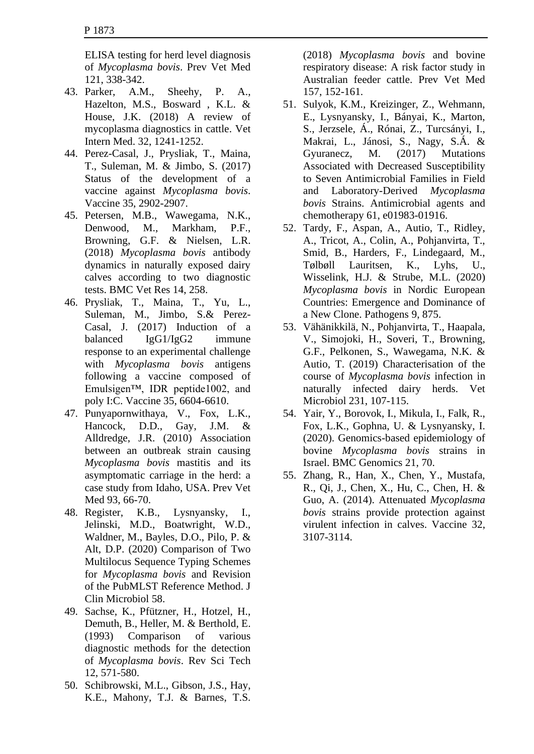ELISA testing for herd level diagnosis of *Mycoplasma bovis*. Prev Vet Med 121, 338-342.

43. Parker, A.M., Sheehy, P. A., Hazelton, M.S., Bosward , K.L. & House, J.K. (2018) A review of mycoplasma diagnostics in cattle. Vet Intern Med. 32, 1241-1252.
44. Perez-Casal, J., Prysliak, T., Maina, T., Suleman, M. & Jimbo, S. (2017) Status of the development of a vaccine against *Mycoplasma bovis*. Vaccine 35, 2902-2907.
45. Petersen, M.B., Wawegama, N.K., Denwood, M., Markham, P.F., Browning, G.F. & Nielsen, L.R. (2018) *Mycoplasma bovis* antibody dynamics in naturally exposed dairy calves according to two diagnostic tests. BMC Vet Res 14, 258.
46. Prysliak, T., Maina, T., Yu, L., Suleman, M., Jimbo, S.& Perez-Casal, J. (2017) Induction of a balanced IgG1/IgG2 immune response to an experimental challenge with *Mycoplasma bovis* antigens following a vaccine composed of Emulsigen™, IDR peptide1002, and poly I:C. Vaccine 35, 6604-6610.
47. Punyapornwithaya, V., Fox, L.K., Hancock, D.D., Gay, J.M. & Alldredge, J.R. (2010) Association between an outbreak strain causing *Mycoplasma bovis* mastitis and its asymptomatic carriage in the herd: a case study from Idaho, USA. Prev Vet Med 93, 66-70.
48. Register, K.B., Lysnyansky, I., Jelinski, M.D., Boatwright, W.D., Waldner, M., Bayles, D.O., Pilo, P. & Alt, D.P. (2020) Comparison of Two Multilocus Sequence Typing Schemes for *Mycoplasma bovis* and Revision of the PubMLST Reference Method. J Clin Microbiol 58.
49. Sachse, K., Pfützner, H., Hotzel, H., Demuth, B., Heller, M. & Berthold, E. (1993) Comparison of various diagnostic methods for the detection of *Mycoplasma bovis*. Rev Sci Tech 12, 571-580.
50. Schibrowski, M.L., Gibson, J.S., Hay, K.E., Mahony, T.J. & Barnes, T.S. (2018) *Mycoplasma bovis* and bovine respiratory disease: A risk factor study in Australian feeder cattle. Prev Vet Med 157, 152-161.
51. Sulyok, K.M., Kreizinger, Z., Wehmann, E., Lysnyansky, I., Bányai, K., Marton, S., Jerzsele, Á., Rónai, Z., Turcsányi, I., Makrai, L., Jánosi, S., Nagy, S.Á. & Gyuranecz, M. (2017) Mutations Associated with Decreased Susceptibility to Seven Antimicrobial Families in Field and Laboratory-Derived *Mycoplasma bovis* Strains. Antimicrobial agents and chemotherapy 61, e01983-01916.
52. Tardy, F., Aspan, A., Autio, T., Ridley, A., Tricot, A., Colin, A., Pohjanvirta, T., Smid, B., Harders, F., Lindegaard, M., Tølbøll Lauritsen, K., Lyhs, U., Wisselink, H.J. & Strube, M.L. (2020) *Mycoplasma bovis* in Nordic European Countries: Emergence and Dominance of a New Clone. Pathogens 9, 875.
53. Vähänikkilä, N., Pohjanvirta, T., Haapala, V., Simojoki, H., Soveri, T., Browning, G.F., Pelkonen, S., Wawegama, N.K. & Autio, T. (2019) Characterisation of the course of *Mycoplasma bovis* infection in naturally infected dairy herds. Vet Microbiol 231, 107-115.
54. Yair, Y., Borovok, I., Mikula, I., Falk, R., Fox, L.K., Gophna, U. & Lysnyansky, I. (2020). Genomics-based epidemiology of bovine *Mycoplasma bovis* strains in Israel. BMC Genomics 21, 70.
55. Zhang, R., Han, X., Chen, Y., Mustafa, R., Qi, J., Chen, X., Hu, C., Chen, H. & Guo, A. (2014). Attenuated *Mycoplasma bovis* strains provide protection against virulent infection in calves. Vaccine 32, 3107-3114.